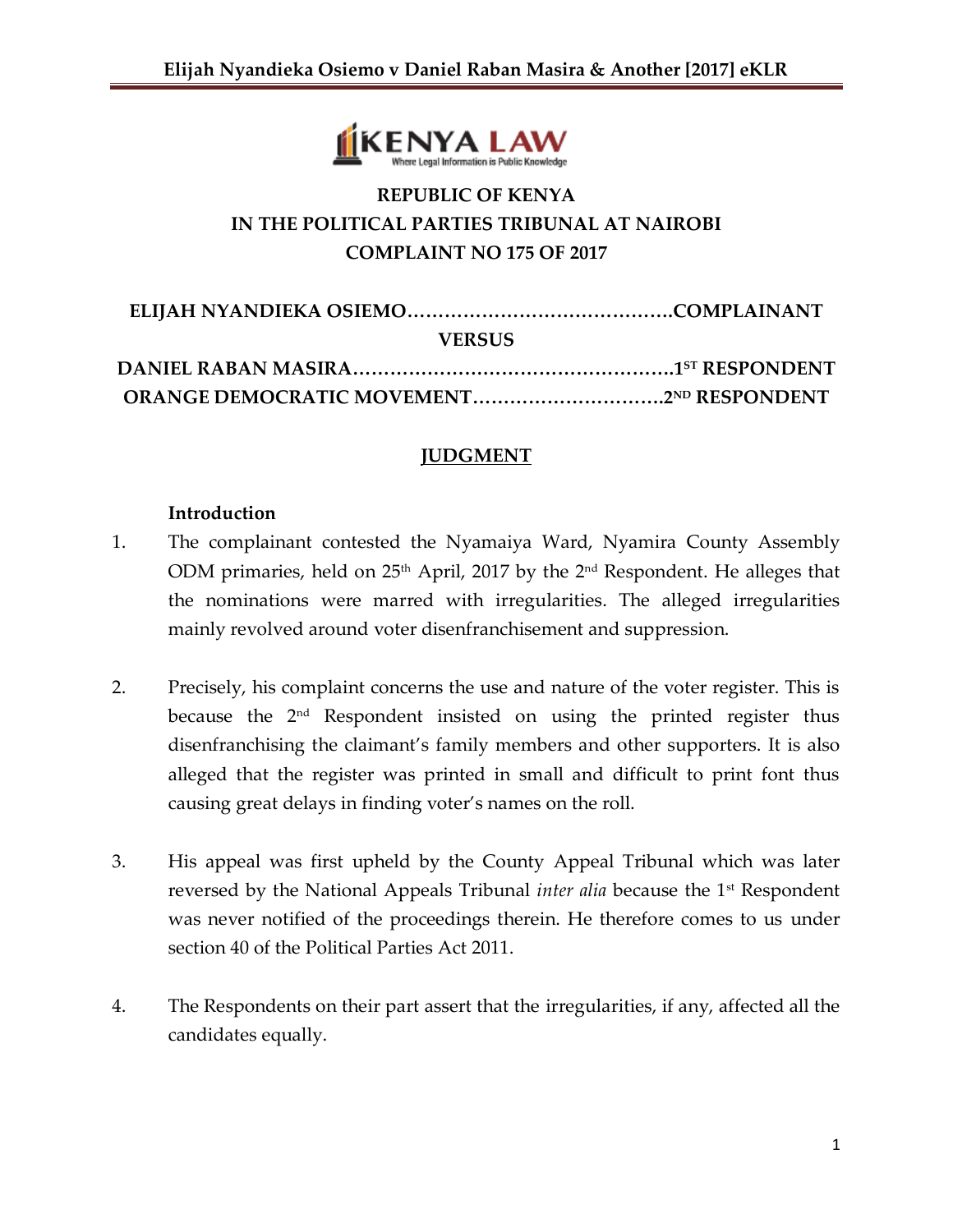**REPUBLIC OF KENYA**
**IN THE POLITICAL PARTIES TRIBUNAL AT NAIROBI**
**COMPLAINT NO 175 OF 2017**

**ELIJAH NYANDIEKA OSIEMO……………………………………COMPLAINANT**

**VERSUS**

**DANIEL RABAN MASIRA……………………………………………1ST RESPONDENT**

**ORANGE DEMOCRATIC MOVEMENT…………………………2ND RESPONDENT**

## JUDGMENT

### Introduction

1. The complainant contested the Nyamaiya Ward, Nyamira County Assembly ODM primaries, held on 25th April, 2017 by the 2nd Respondent. He alleges that the nominations were marred with irregularities. The alleged irregularities mainly revolved around voter disenfranchisement and suppression.

2. Precisely, his complaint concerns the use and nature of the voter register. This is because the 2nd Respondent insisted on using the printed register thus disenfranchising the claimant's family members and other supporters. It is also alleged that the register was printed in small and difficult to print font thus causing great delays in finding voter's names on the roll.

3. His appeal was first upheld by the County Appeal Tribunal which was later reversed by the National Appeals Tribunal *inter alia* because the 1st Respondent was never notified of the proceedings therein. He therefore comes to us under section 40 of the Political Parties Act 2011.

4. The Respondents on their part assert that the irregularities, if any, affected all the candidates equally.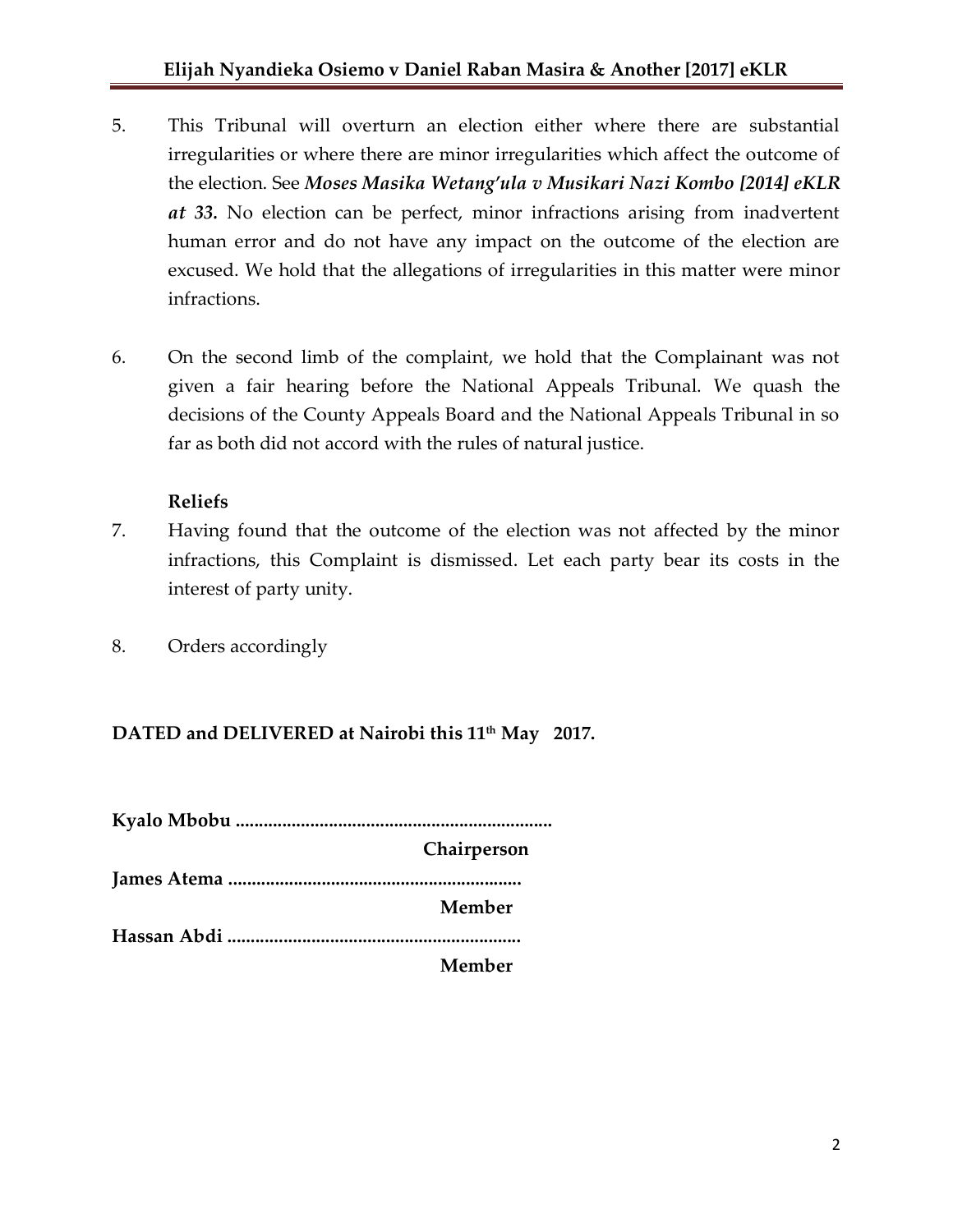5. This Tribunal will overturn an election either where there are substantial irregularities or where there are minor irregularities which affect the outcome of the election. See ***Moses Masika Wetang'ula v Musikari Nazi Kombo [2014] eKLR at 33.*** No election can be perfect, minor infractions arising from inadvertent human error and do not have any impact on the outcome of the election are excused. We hold that the allegations of irregularities in this matter were minor infractions.

6. On the second limb of the complaint, we hold that the Complainant was not given a fair hearing before the National Appeals Tribunal. We quash the decisions of the County Appeals Board and the National Appeals Tribunal in so far as both did not accord with the rules of natural justice.

**Reliefs**

7. Having found that the outcome of the election was not affected by the minor infractions, this Complaint is dismissed. Let each party bear its costs in the interest of party unity.

8. Orders accordingly

**DATED and DELIVERED at Nairobi this 11th May 2017.**

**Kyalo Mbobu ...................................................................**
**Chairperson**

**James Atema ..............................................................**
**Member**

**Hassan Abdi ..............................................................**
**Member**